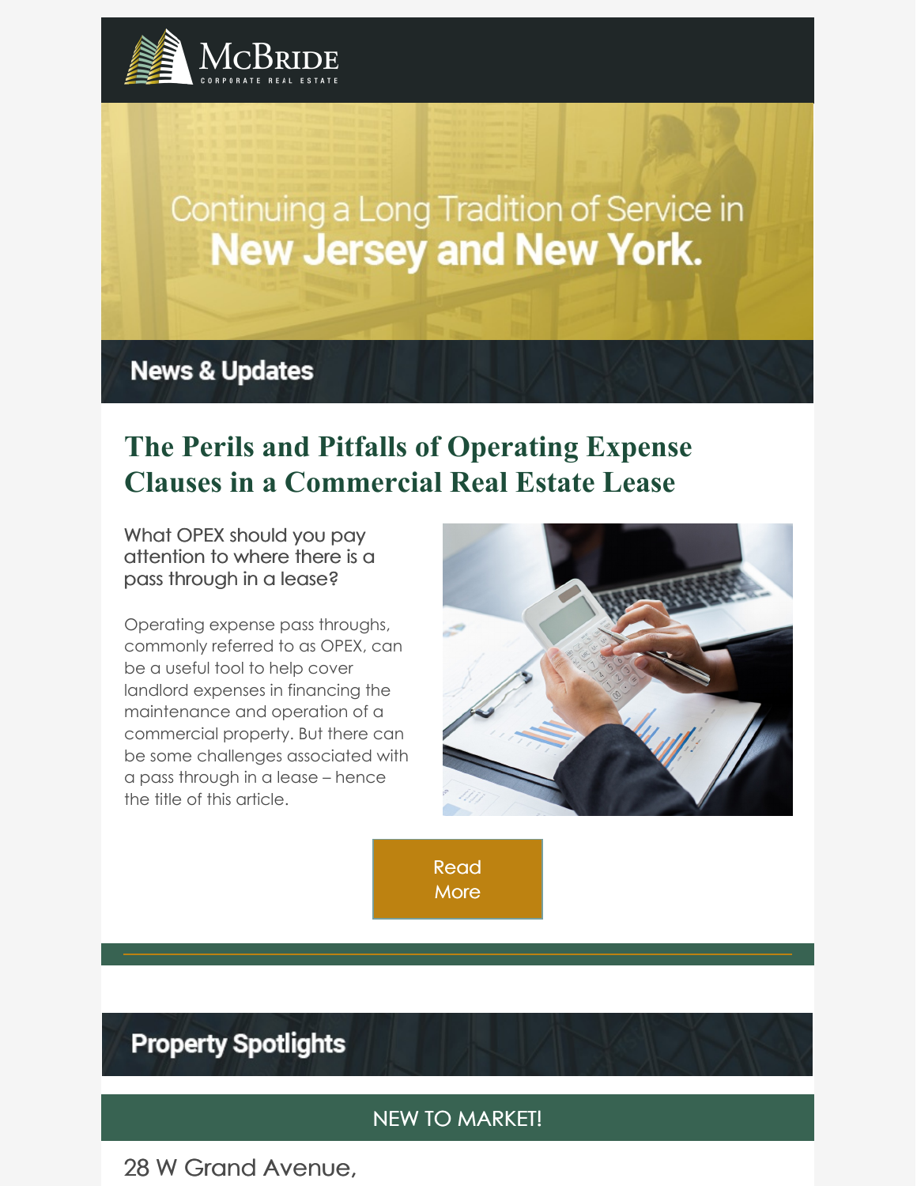McBRIDE
CORPORATE REAL ESTATE

Continuing a Long Tradition of Service in
**New Jersey and New York.**

## News & Updates

# The Perils and Pitfalls of Operating Expense Clauses in a Commercial Real Estate Lease

### What OPEX should you pay attention to where there is a pass through in a lease?

Operating expense pass throughs, commonly referred to as OPEX, can be a useful tool to help cover landlord expenses in financing the maintenance and operation of a commercial property. But there can be some challenges associated with a pass through in a lease – hence the title of this article.

Read More

## Property Spotlights

NEW TO MARKET!

28 W Grand Avenue,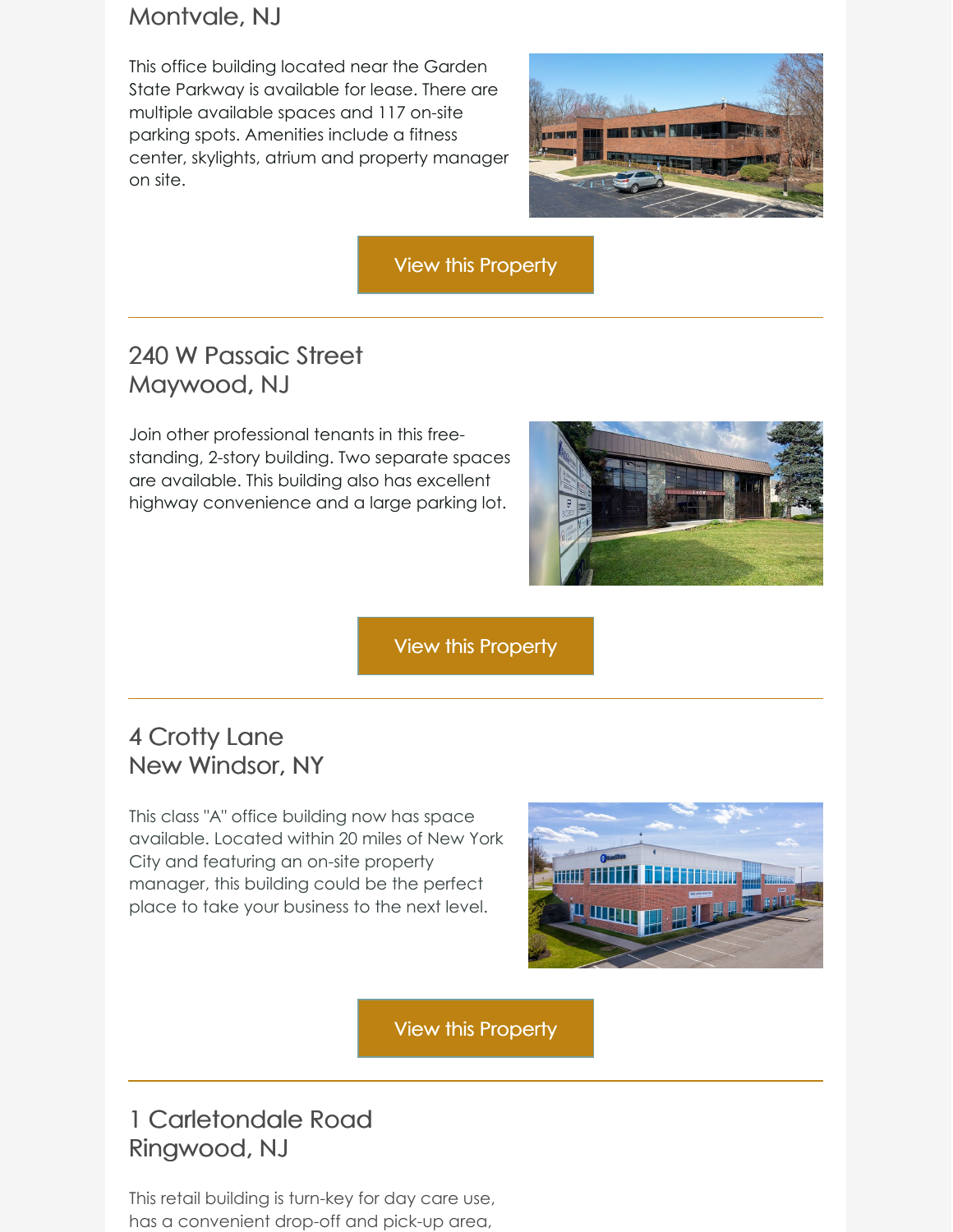## Montvale, NJ

This office building located near the Garden State Parkway is available for lease. There are multiple available spaces and 117 on-site parking spots. Amenities include a fitness center, skylights, atrium and property manager on site.

View this Property

---

## 240 W Passaic Street
## Maywood, NJ

Join other professional tenants in this free-standing, 2-story building. Two separate spaces are available. This building also has excellent highway convenience and a large parking lot.

View this Property

---

## 4 Crotty Lane
## New Windsor, NY

This class "A" office building now has space available. Located within 20 miles of New York City and featuring an on-site property manager, this building could be the perfect place to take your business to the next level.

View this Property

---

## 1 Carletondale Road
## Ringwood, NJ

This retail building is turn-key for day care use, has a convenient drop-off and pick-up area,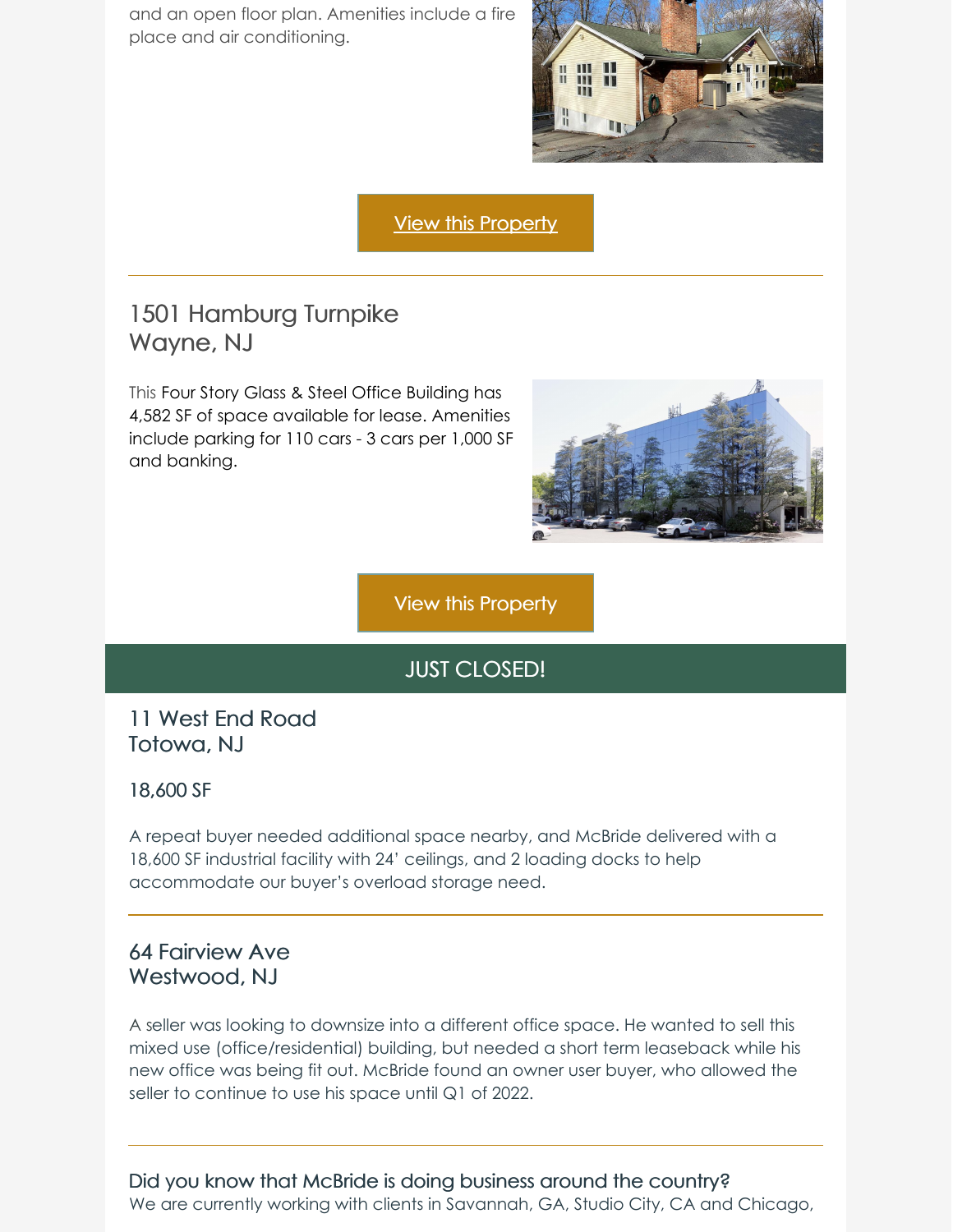and an open floor plan. Amenities include a fire place and air conditioning.

View this Property

---

## 1501 Hamburg Turnpike
## Wayne, NJ

This Four Story Glass & Steel Office Building has 4,582 SF of space available for lease. Amenities include parking for 110 cars - 3 cars per 1,000 SF and banking.

View this Property

## JUST CLOSED!

### 11 West End Road
### Totowa, NJ

18,600 SF

A repeat buyer needed additional space nearby, and McBride delivered with a 18,600 SF industrial facility with 24' ceilings, and 2 loading docks to help accommodate our buyer's overload storage need.

---

### 64 Fairview Ave
### Westwood, NJ

A seller was looking to downsize into a different office space. He wanted to sell this mixed use (office/residential) building, but needed a short term leaseback while his new office was being fit out. McBride found an owner user buyer, who allowed the seller to continue to use his space until Q1 of 2022.

---

### Did you know that McBride is doing business around the country?

We are currently working with clients in Savannah, GA, Studio City, CA and Chicago,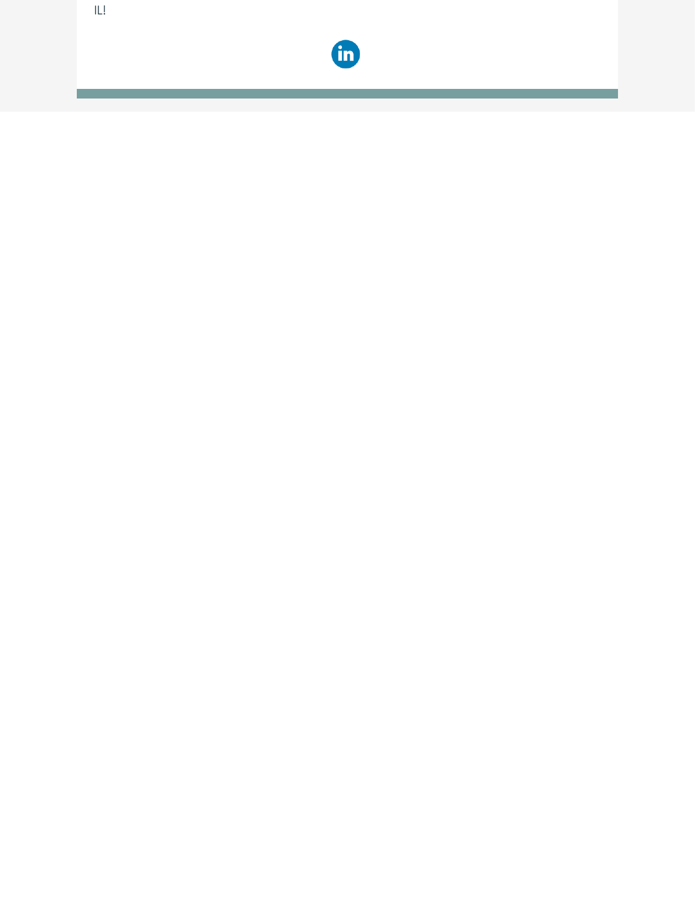IL!